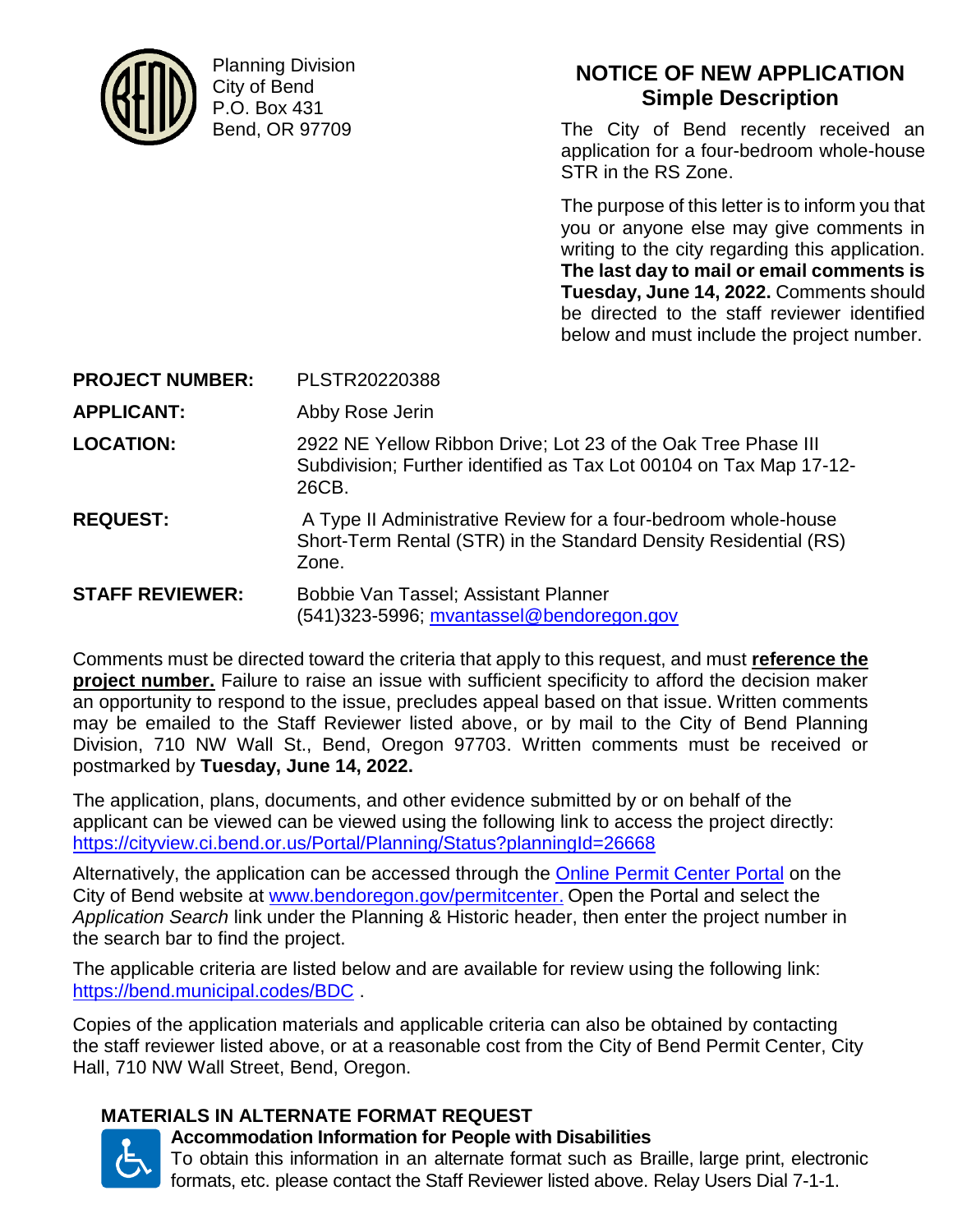Planning Division
City of Bend
P.O. Box 431
Bend, OR 97709

# NOTICE OF NEW APPLICATION
## Simple Description

The City of Bend recently received an application for a four-bedroom whole-house STR in the RS Zone.

The purpose of this letter is to inform you that you or anyone else may give comments in writing to the city regarding this application. **The last day to mail or email comments is Tuesday, June 14, 2022.** Comments should be directed to the staff reviewer identified below and must include the project number.

**PROJECT NUMBER:** PLSTR20220388

**APPLICANT:** Abby Rose Jerin

**LOCATION:** 2922 NE Yellow Ribbon Drive; Lot 23 of the Oak Tree Phase III Subdivision; Further identified as Tax Lot 00104 on Tax Map 17-12-26CB.

**REQUEST:** A Type II Administrative Review for a four-bedroom whole-house Short-Term Rental (STR) in the Standard Density Residential (RS) Zone.

**STAFF REVIEWER:** Bobbie Van Tassel; Assistant Planner
(541)323-5996; mvantassel@bendoregon.gov

Comments must be directed toward the criteria that apply to this request, and must **reference the project number.** Failure to raise an issue with sufficient specificity to afford the decision maker an opportunity to respond to the issue, precludes appeal based on that issue. Written comments may be emailed to the Staff Reviewer listed above, or by mail to the City of Bend Planning Division, 710 NW Wall St., Bend, Oregon 97703. Written comments must be received or postmarked by **Tuesday, June 14, 2022.**

The application, plans, documents, and other evidence submitted by or on behalf of the applicant can be viewed can be viewed using the following link to access the project directly: https://cityview.ci.bend.or.us/Portal/Planning/Status?planningId=26668

Alternatively, the application can be accessed through the Online Permit Center Portal on the City of Bend website at www.bendoregon.gov/permitcenter. Open the Portal and select the *Application Search* link under the Planning & Historic header, then enter the project number in the search bar to find the project.

The applicable criteria are listed below and are available for review using the following link: https://bend.municipal.codes/BDC .

Copies of the application materials and applicable criteria can also be obtained by contacting the staff reviewer listed above, or at a reasonable cost from the City of Bend Permit Center, City Hall, 710 NW Wall Street, Bend, Oregon.

### MATERIALS IN ALTERNATE FORMAT REQUEST

**Accommodation Information for People with Disabilities**
To obtain this information in an alternate format such as Braille, large print, electronic formats, etc. please contact the Staff Reviewer listed above. Relay Users Dial 7-1-1.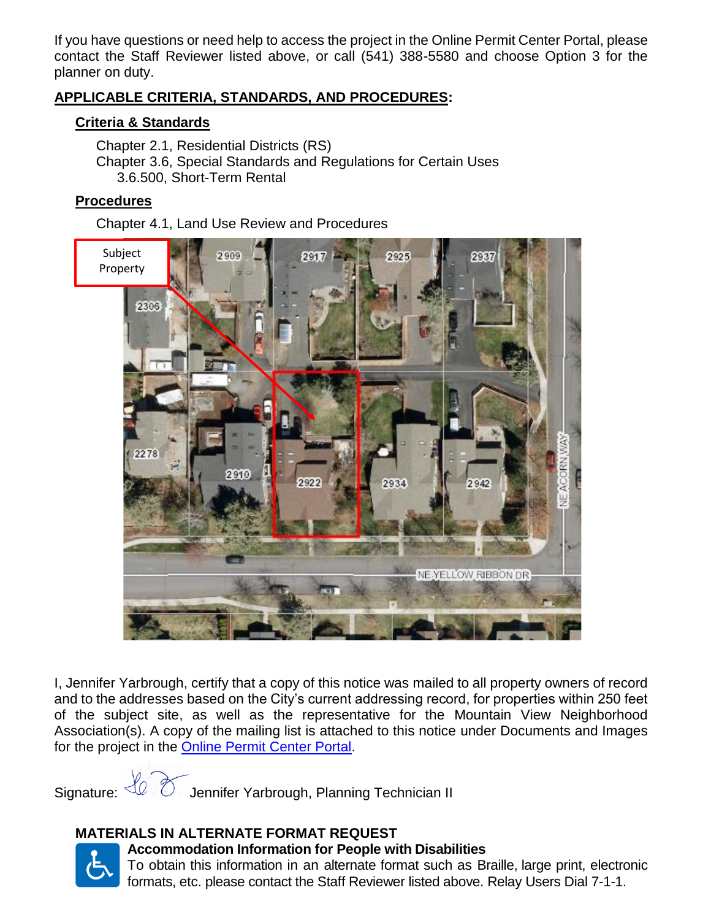If you have questions or need help to access the project in the Online Permit Center Portal, please contact the Staff Reviewer listed above, or call (541) 388-5580 and choose Option 3 for the planner on duty.

## APPLICABLE CRITERIA, STANDARDS, AND PROCEDURES:

### Criteria & Standards

Chapter 2.1, Residential Districts (RS)
Chapter 3.6, Special Standards and Regulations for Certain Uses
3.6.500, Short-Term Rental

### Procedures

Chapter 4.1, Land Use Review and Procedures

Subject Property

2909
2917
2925
2937
2306
2278
2910
2922
2934
2942
NE ACORN WAY
NE YELLOW RIBBON DR

I, Jennifer Yarbrough, certify that a copy of this notice was mailed to all property owners of record and to the addresses based on the City's current addressing record, for properties within 250 feet of the subject site, as well as the representative for the Mountain View Neighborhood Association(s). A copy of the mailing list is attached to this notice under Documents and Images for the project in the Online Permit Center Portal.

Signature: Jennifer Yarbrough, Planning Technician II

### MATERIALS IN ALTERNATE FORMAT REQUEST

**Accommodation Information for People with Disabilities**
To obtain this information in an alternate format such as Braille, large print, electronic formats, etc. please contact the Staff Reviewer listed above. Relay Users Dial 7-1-1.